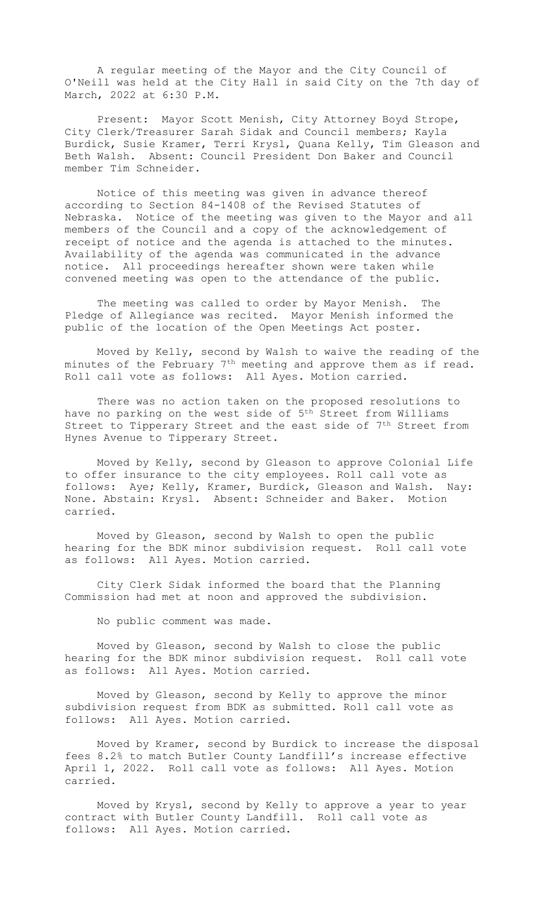A regular meeting of the Mayor and the City Council of O'Neill was held at the City Hall in said City on the 7th day of March, 2022 at 6:30 P.M.

Present: Mayor Scott Menish, City Attorney Boyd Strope, City Clerk/Treasurer Sarah Sidak and Council members; Kayla Burdick, Susie Kramer, Terri Krysl, Quana Kelly, Tim Gleason and Beth Walsh. Absent: Council President Don Baker and Council member Tim Schneider.

Notice of this meeting was given in advance thereof according to Section 84-1408 of the Revised Statutes of Nebraska. Notice of the meeting was given to the Mayor and all members of the Council and a copy of the acknowledgement of receipt of notice and the agenda is attached to the minutes. Availability of the agenda was communicated in the advance notice. All proceedings hereafter shown were taken while convened meeting was open to the attendance of the public.

The meeting was called to order by Mayor Menish. The Pledge of Allegiance was recited. Mayor Menish informed the public of the location of the Open Meetings Act poster.

Moved by Kelly, second by Walsh to waive the reading of the minutes of the February 7th meeting and approve them as if read. Roll call vote as follows: All Ayes. Motion carried.

There was no action taken on the proposed resolutions to have no parking on the west side of 5th Street from Williams Street to Tipperary Street and the east side of 7th Street from Hynes Avenue to Tipperary Street.

Moved by Kelly, second by Gleason to approve Colonial Life to offer insurance to the city employees. Roll call vote as follows: Aye; Kelly, Kramer, Burdick, Gleason and Walsh. Nay: None. Abstain: Krysl. Absent: Schneider and Baker. Motion carried.

Moved by Gleason, second by Walsh to open the public hearing for the BDK minor subdivision request. Roll call vote as follows: All Ayes. Motion carried.

City Clerk Sidak informed the board that the Planning Commission had met at noon and approved the subdivision.

No public comment was made.

Moved by Gleason, second by Walsh to close the public hearing for the BDK minor subdivision request. Roll call vote as follows: All Ayes. Motion carried.

Moved by Gleason, second by Kelly to approve the minor subdivision request from BDK as submitted. Roll call vote as follows: All Ayes. Motion carried.

Moved by Kramer, second by Burdick to increase the disposal fees 8.2% to match Butler County Landfill's increase effective April 1, 2022. Roll call vote as follows: All Ayes. Motion carried.

Moved by Krysl, second by Kelly to approve a year to year contract with Butler County Landfill. Roll call vote as follows: All Ayes. Motion carried.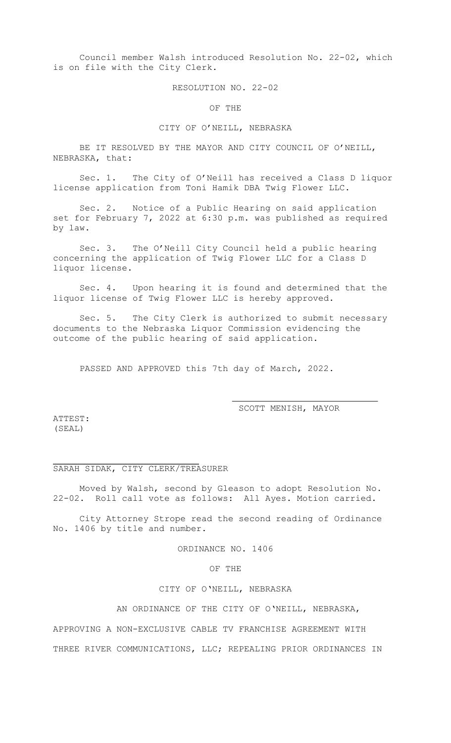Council member Walsh introduced Resolution No. 22-02, which is on file with the City Clerk.

RESOLUTION NO. 22-02

OF THE

CITY OF O'NEILL, NEBRASKA

BE IT RESOLVED BY THE MAYOR AND CITY COUNCIL OF O'NEILL, NEBRASKA, that:

Sec. 1. The City of O'Neill has received a Class D liquor license application from Toni Hamik DBA Twig Flower LLC.

Sec. 2. Notice of a Public Hearing on said application set for February 7, 2022 at 6:30 p.m. was published as required by law.

Sec. 3. The O'Neill City Council held a public hearing concerning the application of Twig Flower LLC for a Class D liquor license.

Sec. 4. Upon hearing it is found and determined that the liquor license of Twig Flower LLC is hereby approved.

Sec. 5. The City Clerk is authorized to submit necessary documents to the Nebraska Liquor Commission evidencing the outcome of the public hearing of said application.

PASSED AND APPROVED this 7th day of March, 2022.

\_\_\_\_\_\_\_\_\_\_\_\_\_\_\_\_\_\_\_\_\_\_\_\_\_\_\_\_

SCOTT MENISH, MAYOR

ATTEST:
(SEAL)

\_\_\_\_\_\_\_\_\_\_\_\_\_\_\_\_\_\_\_\_\_\_\_\_\_\_\_\_

SARAH SIDAK, CITY CLERK/TREASURER

Moved by Walsh, second by Gleason to adopt Resolution No. 22-02. Roll call vote as follows: All Ayes. Motion carried.

City Attorney Strope read the second reading of Ordinance No. 1406 by title and number.

ORDINANCE NO. 1406

OF THE

CITY OF O'NEILL, NEBRASKA

AN ORDINANCE OF THE CITY OF O'NEILL, NEBRASKA, APPROVING A NON-EXCLUSIVE CABLE TV FRANCHISE AGREEMENT WITH THREE RIVER COMMUNICATIONS, LLC; REPEALING PRIOR ORDINANCES IN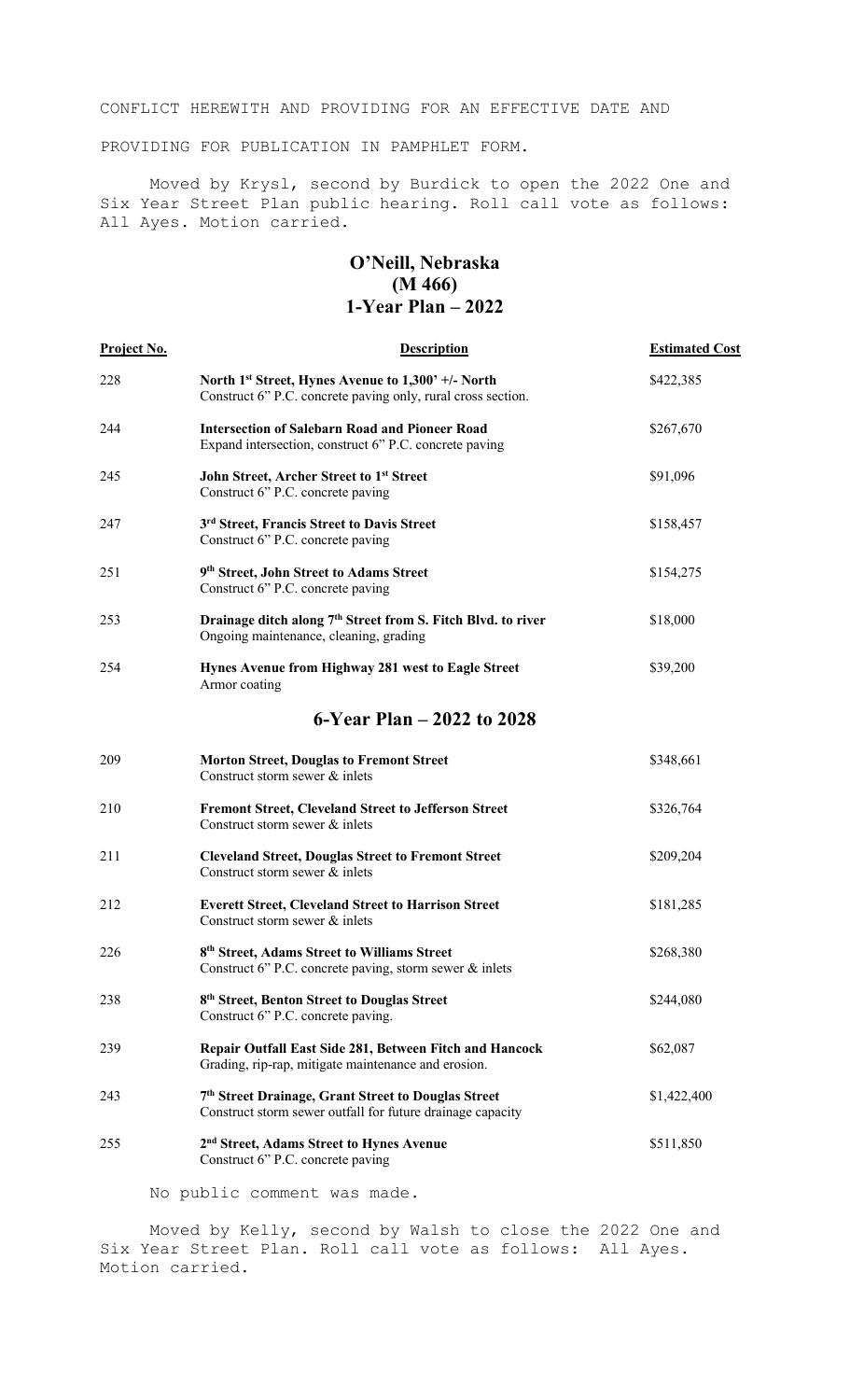CONFLICT HEREWITH AND PROVIDING FOR AN EFFECTIVE DATE AND PROVIDING FOR PUBLICATION IN PAMPHLET FORM.

Moved by Krysl, second by Burdick to open the 2022 One and Six Year Street Plan public hearing. Roll call vote as follows: All Ayes. Motion carried.

## O'Neill, Nebraska
## (M 466)
## 1-Year Plan – 2022

| Project No. | Description | Estimated Cost |
|---|---|---|
| 228 | **North 1st Street, Hynes Avenue to 1,300' +/- North**<br>Construct 6" P.C. concrete paving only, rural cross section. | \$422,385 |
| 244 | **Intersection of Salebarn Road and Pioneer Road**<br>Expand intersection, construct 6" P.C. concrete paving | \$267,670 |
| 245 | **John Street, Archer Street to 1st Street**<br>Construct 6" P.C. concrete paving | \$91,096 |
| 247 | **3rd Street, Francis Street to Davis Street**<br>Construct 6" P.C. concrete paving | \$158,457 |
| 251 | **9th Street, John Street to Adams Street**<br>Construct 6" P.C. concrete paving | \$154,275 |
| 253 | **Drainage ditch along 7th Street from S. Fitch Blvd. to river**<br>Ongoing maintenance, cleaning, grading | \$18,000 |
| 254 | **Hynes Avenue from Highway 281 west to Eagle Street**<br>Armor coating | \$39,200 |

## 6-Year Plan – 2022 to 2028

| Project No. | Description | Estimated Cost |
|---|---|---|
| 209 | **Morton Street, Douglas to Fremont Street**<br>Construct storm sewer & inlets | \$348,661 |
| 210 | **Fremont Street, Cleveland Street to Jefferson Street**<br>Construct storm sewer & inlets | \$326,764 |
| 211 | **Cleveland Street, Douglas Street to Fremont Street**<br>Construct storm sewer & inlets | \$209,204 |
| 212 | **Everett Street, Cleveland Street to Harrison Street**<br>Construct storm sewer & inlets | \$181,285 |
| 226 | **8th Street, Adams Street to Williams Street**<br>Construct 6" P.C. concrete paving, storm sewer & inlets | \$268,380 |
| 238 | **8th Street, Benton Street to Douglas Street**<br>Construct 6" P.C. concrete paving. | \$244,080 |
| 239 | **Repair Outfall East Side 281, Between Fitch and Hancock**<br>Grading, rip-rap, mitigate maintenance and erosion. | \$62,087 |
| 243 | **7th Street Drainage, Grant Street to Douglas Street**<br>Construct storm sewer outfall for future drainage capacity | \$1,422,400 |
| 255 | **2nd Street, Adams Street to Hynes Avenue**<br>Construct 6" P.C. concrete paving | \$511,850 |

No public comment was made.

Moved by Kelly, second by Walsh to close the 2022 One and Six Year Street Plan. Roll call vote as follows: All Ayes. Motion carried.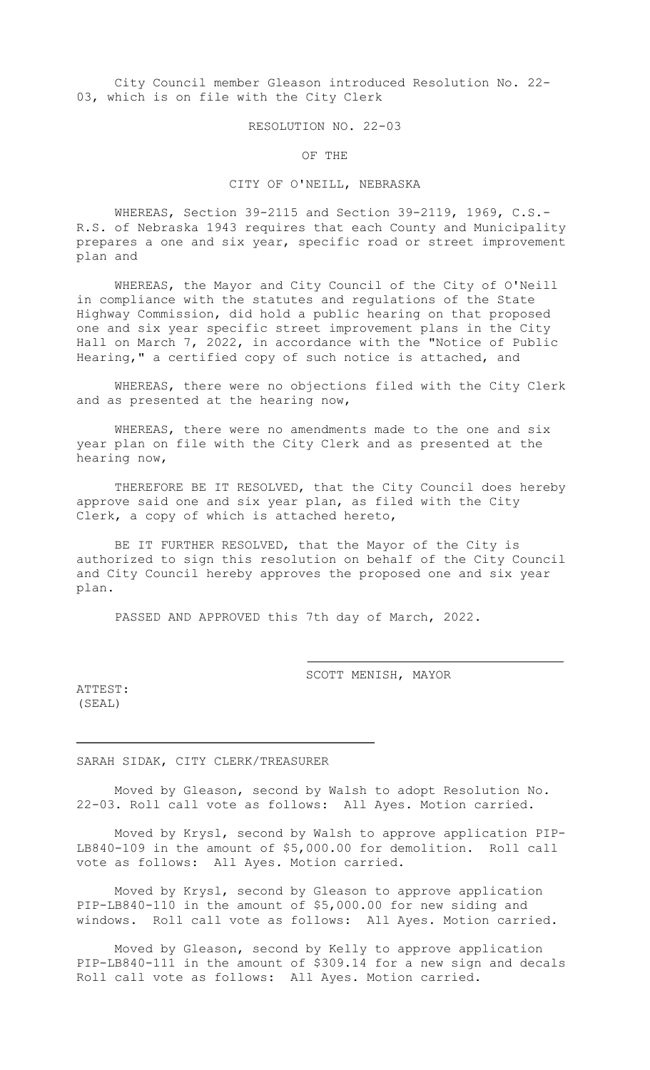City Council member Gleason introduced Resolution No. 22-03, which is on file with the City Clerk

RESOLUTION NO. 22-03

OF THE

CITY OF O'NEILL, NEBRASKA

WHEREAS, Section 39-2115 and Section 39-2119, 1969, C.S.-R.S. of Nebraska 1943 requires that each County and Municipality prepares a one and six year, specific road or street improvement plan and

WHEREAS, the Mayor and City Council of the City of O'Neill in compliance with the statutes and regulations of the State Highway Commission, did hold a public hearing on that proposed one and six year specific street improvement plans in the City Hall on March 7, 2022, in accordance with the "Notice of Public Hearing," a certified copy of such notice is attached, and

WHEREAS, there were no objections filed with the City Clerk and as presented at the hearing now,

WHEREAS, there were no amendments made to the one and six year plan on file with the City Clerk and as presented at the hearing now,

THEREFORE BE IT RESOLVED, that the City Council does hereby approve said one and six year plan, as filed with the City Clerk, a copy of which is attached hereto,

BE IT FURTHER RESOLVED, that the Mayor of the City is authorized to sign this resolution on behalf of the City Council and City Council hereby approves the proposed one and six year plan.

PASSED AND APPROVED this 7th day of March, 2022.

SCOTT MENISH, MAYOR

ATTEST:
(SEAL)

SARAH SIDAK, CITY CLERK/TREASURER

Moved by Gleason, second by Walsh to adopt Resolution No. 22-03. Roll call vote as follows: All Ayes. Motion carried.

Moved by Krysl, second by Walsh to approve application PIP-LB840-109 in the amount of $5,000.00 for demolition. Roll call vote as follows: All Ayes. Motion carried.

Moved by Krysl, second by Gleason to approve application PIP-LB840-110 in the amount of $5,000.00 for new siding and windows. Roll call vote as follows: All Ayes. Motion carried.

Moved by Gleason, second by Kelly to approve application PIP-LB840-111 in the amount of $309.14 for a new sign and decals Roll call vote as follows: All Ayes. Motion carried.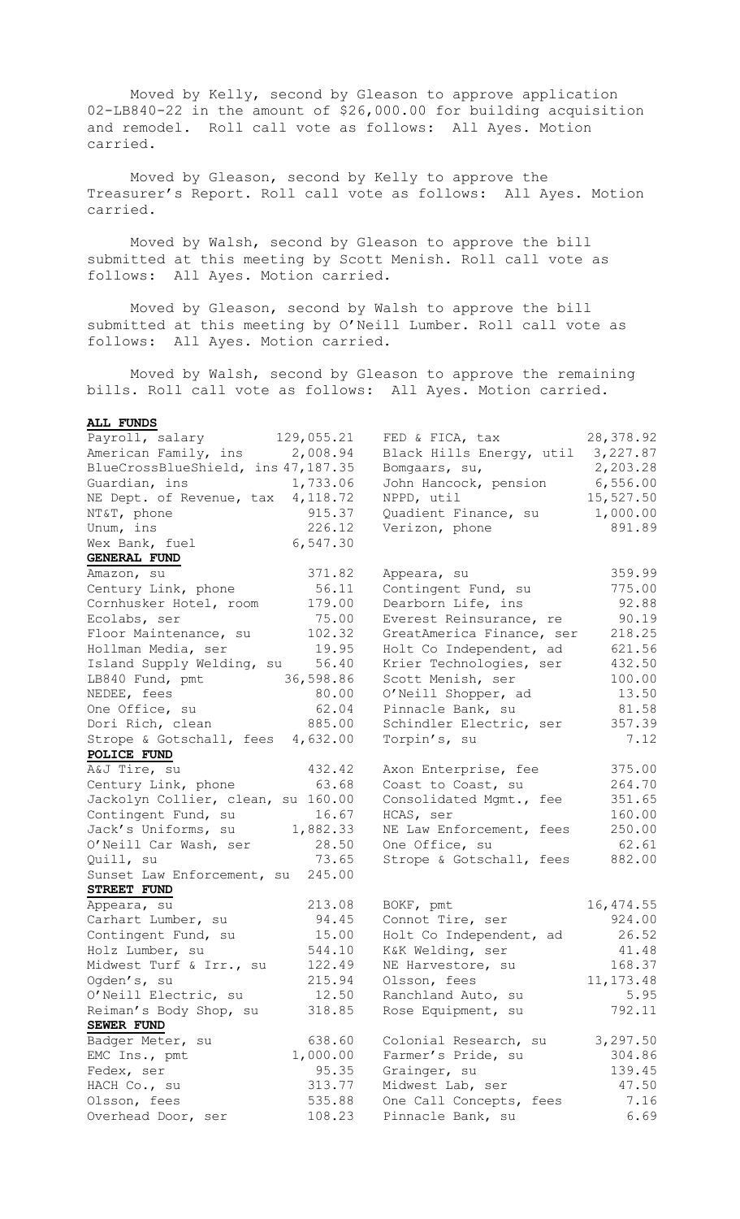Moved by Kelly, second by Gleason to approve application 02-LB840-22 in the amount of $26,000.00 for building acquisition and remodel. Roll call vote as follows: All Ayes. Motion carried.

Moved by Gleason, second by Kelly to approve the Treasurer's Report. Roll call vote as follows: All Ayes. Motion carried.

Moved by Walsh, second by Gleason to approve the bill submitted at this meeting by Scott Menish. Roll call vote as follows: All Ayes. Motion carried.

Moved by Gleason, second by Walsh to approve the bill submitted at this meeting by O'Neill Lumber. Roll call vote as follows: All Ayes. Motion carried.

Moved by Walsh, second by Gleason to approve the remaining bills. Roll call vote as follows: All Ayes. Motion carried.

**ALL FUNDS**

| | | | |
|---|---|---|---|
| Payroll, salary | 129,055.21 | FED & FICA, tax | 28,378.92 |
| American Family, ins | 2,008.94 | Black Hills Energy, util | 3,227.87 |
| BlueCrossBlueShield, ins | 47,187.35 | Bomgaars, su, | 2,203.28 |
| Guardian, ins | 1,733.06 | John Hancock, pension | 6,556.00 |
| NE Dept. of Revenue, tax | 4,118.72 | NPPD, util | 15,527.50 |
| NT&T, phone | 915.37 | Quadient Finance, su | 1,000.00 |
| Unum, ins | 226.12 | Verizon, phone | 891.89 |
| Wex Bank, fuel | 6,547.30 | | |

**GENERAL FUND**

| | | | |
|---|---|---|---|
| Amazon, su | 371.82 | Appeara, su | 359.99 |
| Century Link, phone | 56.11 | Contingent Fund, su | 775.00 |
| Cornhusker Hotel, room | 179.00 | Dearborn Life, ins | 92.88 |
| Ecolabs, ser | 75.00 | Everest Reinsurance, re | 90.19 |
| Floor Maintenance, su | 102.32 | GreatAmerica Finance, ser | 218.25 |
| Hollman Media, ser | 19.95 | Holt Co Independent, ad | 621.56 |
| Island Supply Welding, su | 56.40 | Krier Technologies, ser | 432.50 |
| LB840 Fund, pmt | 36,598.86 | Scott Menish, ser | 100.00 |
| NEDEE, fees | 80.00 | O'Neill Shopper, ad | 13.50 |
| One Office, su | 62.04 | Pinnacle Bank, su | 81.58 |
| Dori Rich, clean | 885.00 | Schindler Electric, ser | 357.39 |
| Strope & Gotschall, fees | 4,632.00 | Torpin's, su | 7.12 |

**POLICE FUND**

| | | | |
|---|---|---|---|
| A&J Tire, su | 432.42 | Axon Enterprise, fee | 375.00 |
| Century Link, phone | 63.68 | Coast to Coast, su | 264.70 |
| Jackolyn Collier, clean, su | 160.00 | Consolidated Mgmt., fee | 351.65 |
| Contingent Fund, su | 16.67 | HCAS, ser | 160.00 |
| Jack's Uniforms, su | 1,882.33 | NE Law Enforcement, fees | 250.00 |
| O'Neill Car Wash, ser | 28.50 | One Office, su | 62.61 |
| Quill, su | 73.65 | Strope & Gotschall, fees | 882.00 |
| Sunset Law Enforcement, su | 245.00 | | |

**STREET FUND**

| | | | |
|---|---|---|---|
| Appeara, su | 213.08 | BOKF, pmt | 16,474.55 |
| Carhart Lumber, su | 94.45 | Connot Tire, ser | 924.00 |
| Contingent Fund, su | 15.00 | Holt Co Independent, ad | 26.52 |
| Holz Lumber, su | 544.10 | K&K Welding, ser | 41.48 |
| Midwest Turf & Irr., su | 122.49 | NE Harvestore, su | 168.37 |
| Ogden's, su | 215.94 | Olsson, fees | 11,173.48 |
| O'Neill Electric, su | 12.50 | Ranchland Auto, su | 5.95 |
| Reiman's Body Shop, su | 318.85 | Rose Equipment, su | 792.11 |

**SEWER FUND**

| | | | |
|---|---|---|---|
| Badger Meter, su | 638.60 | Colonial Research, su | 3,297.50 |
| EMC Ins., pmt | 1,000.00 | Farmer's Pride, su | 304.86 |
| Fedex, ser | 95.35 | Grainger, su | 139.45 |
| HACH Co., su | 313.77 | Midwest Lab, ser | 47.50 |
| Olsson, fees | 535.88 | One Call Concepts, fees | 7.16 |
| Overhead Door, ser | 108.23 | Pinnacle Bank, su | 6.69 |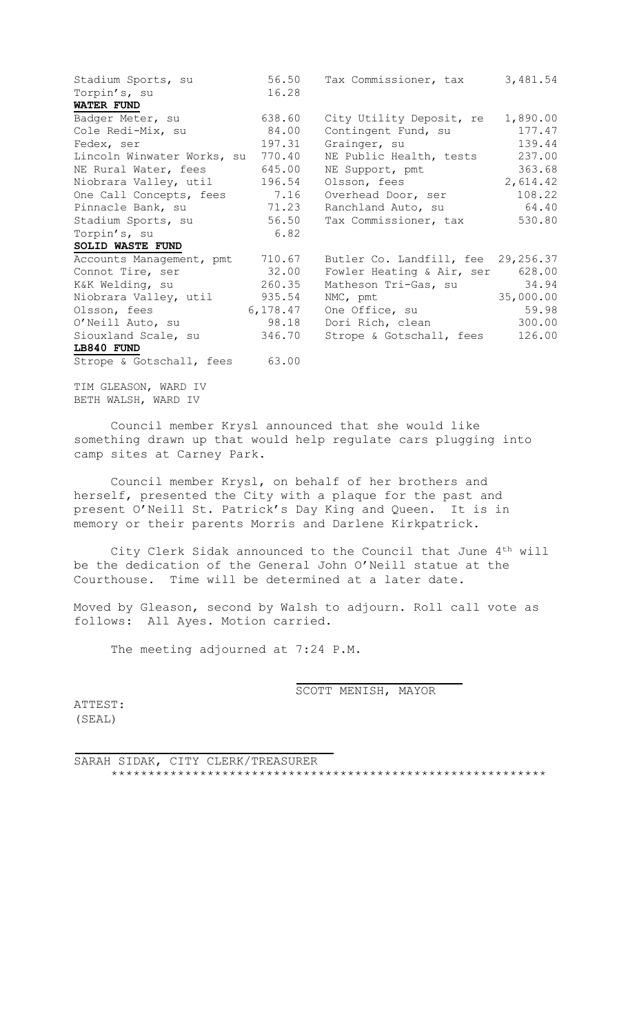| | | | |
|---|---|---|---|
| Stadium Sports, su | 56.50 | Tax Commissioner, tax | 3,481.54 |
| Torpin's, su | 16.28 | | |
| **WATER FUND** | | | |
| Badger Meter, su | 638.60 | City Utility Deposit, re | 1,890.00 |
| Cole Redi-Mix, su | 84.00 | Contingent Fund, su | 177.47 |
| Fedex, ser | 197.31 | Grainger, su | 139.44 |
| Lincoln Winwater Works, su | 770.40 | NE Public Health, tests | 237.00 |
| NE Rural Water, fees | 645.00 | NE Support, pmt | 363.68 |
| Niobrara Valley, util | 196.54 | Olsson, fees | 2,614.42 |
| One Call Concepts, fees | 7.16 | Overhead Door, ser | 108.22 |
| Pinnacle Bank, su | 71.23 | Ranchland Auto, su | 64.40 |
| Stadium Sports, su | 56.50 | Tax Commissioner, tax | 530.80 |
| Torpin's, su | 6.82 | | |
| **SOLID WASTE FUND** | | | |
| Accounts Management, pmt | 710.67 | Butler Co. Landfill, fee | 29,256.37 |
| Connot Tire, ser | 32.00 | Fowler Heating & Air, ser | 628.00 |
| K&K Welding, su | 260.35 | Matheson Tri-Gas, su | 34.94 |
| Niobrara Valley, util | 935.54 | NMC, pmt | 35,000.00 |
| Olsson, fees | 6,178.47 | One Office, su | 59.98 |
| O'Neill Auto, su | 98.18 | Dori Rich, clean | 300.00 |
| Siouxland Scale, su | 346.70 | Strope & Gotschall, fees | 126.00 |
| **LB840 FUND** | | | |
| Strope & Gotschall, fees | 63.00 | | |

TIM GLEASON, WARD IV
BETH WALSH, WARD IV

Council member Krysl announced that she would like something drawn up that would help regulate cars plugging into camp sites at Carney Park.

Council member Krysl, on behalf of her brothers and herself, presented the City with a plaque for the past and present O'Neill St. Patrick's Day King and Queen. It is in memory or their parents Morris and Darlene Kirkpatrick.

City Clerk Sidak announced to the Council that June 4th will be the dedication of the General John O'Neill statue at the Courthouse. Time will be determined at a later date.

Moved by Gleason, second by Walsh to adjourn. Roll call vote as follows: All Ayes. Motion carried.

The meeting adjourned at 7:24 P.M.

SCOTT MENISH, MAYOR

ATTEST:
(SEAL)

SARAH SIDAK, CITY CLERK/TREASURER

\*\*\*\*\*\*\*\*\*\*\*\*\*\*\*\*\*\*\*\*\*\*\*\*\*\*\*\*\*\*\*\*\*\*\*\*\*\*\*\*\*\*\*\*\*\*\*\*\*\*\*\*\*\*\*\*\*\*\*